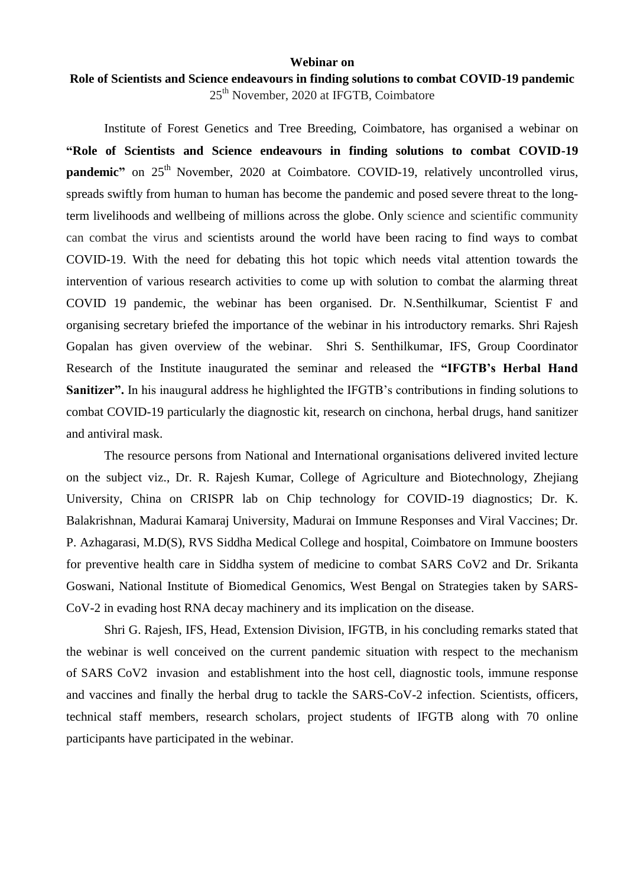**Webinar on**

**Role of Scientists and Science endeavours in finding solutions to combat COVID-19 pandemic**

25th November, 2020 at IFGTB, Coimbatore

Institute of Forest Genetics and Tree Breeding, Coimbatore, has organised a webinar on **"Role of Scientists and Science endeavours in finding solutions to combat COVID-19 pandemic"** on 25th November, 2020 at Coimbatore. COVID-19, relatively uncontrolled virus, spreads swiftly from human to human has become the pandemic and posed severe threat to the long-term livelihoods and wellbeing of millions across the globe. Only science and scientific community can combat the virus and scientists around the world have been racing to find ways to combat COVID-19. With the need for debating this hot topic which needs vital attention towards the intervention of various research activities to come up with solution to combat the alarming threat COVID 19 pandemic, the webinar has been organised. Dr. N.Senthilkumar, Scientist F and organising secretary briefed the importance of the webinar in his introductory remarks. Shri Rajesh Gopalan has given overview of the webinar. Shri S. Senthilkumar, IFS, Group Coordinator Research of the Institute inaugurated the seminar and released the **"IFGTB's Herbal Hand Sanitizer".** In his inaugural address he highlighted the IFGTB's contributions in finding solutions to combat COVID-19 particularly the diagnostic kit, research on cinchona, herbal drugs, hand sanitizer and antiviral mask.

The resource persons from National and International organisations delivered invited lecture on the subject viz., Dr. R. Rajesh Kumar, College of Agriculture and Biotechnology, Zhejiang University, China on CRISPR lab on Chip technology for COVID-19 diagnostics; Dr. K. Balakrishnan, Madurai Kamaraj University, Madurai on Immune Responses and Viral Vaccines; Dr. P. Azhagarasi, M.D(S), RVS Siddha Medical College and hospital, Coimbatore on Immune boosters for preventive health care in Siddha system of medicine to combat SARS CoV2 and Dr. Srikanta Goswani, National Institute of Biomedical Genomics, West Bengal on Strategies taken by SARS-CoV-2 in evading host RNA decay machinery and its implication on the disease.

Shri G. Rajesh, IFS, Head, Extension Division, IFGTB, in his concluding remarks stated that the webinar is well conceived on the current pandemic situation with respect to the mechanism of SARS CoV2 invasion and establishment into the host cell, diagnostic tools, immune response and vaccines and finally the herbal drug to tackle the SARS-CoV-2 infection. Scientists, officers, technical staff members, research scholars, project students of IFGTB along with 70 online participants have participated in the webinar.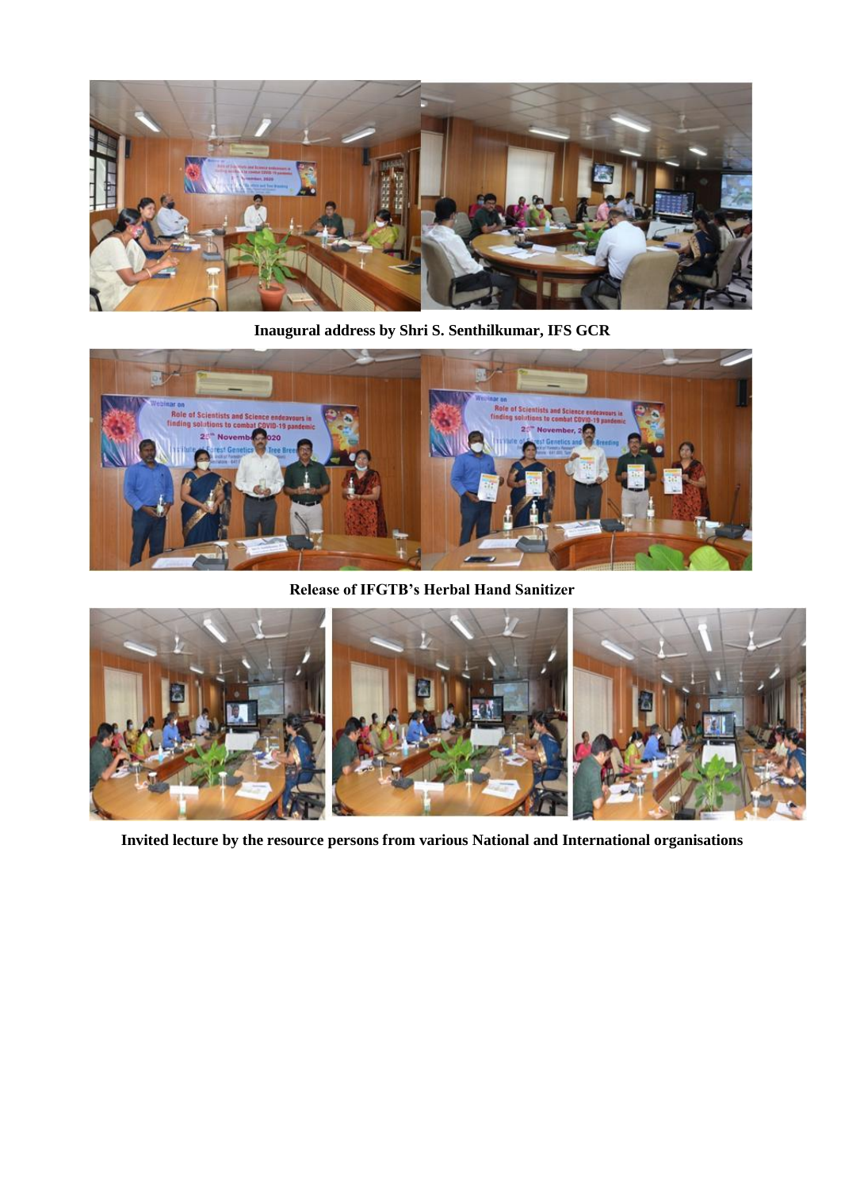Inaugural address by Shri S. Senthilkumar, IFS GCR

Release of IFGTB's Herbal Hand Sanitizer

Invited lecture by the resource persons from various National and International organisations